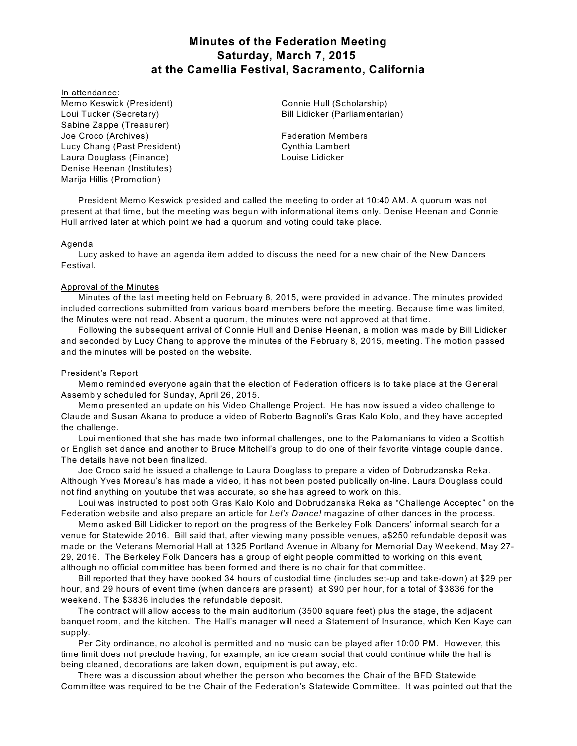# Minutes of the Federation Meeting
# Saturday, March 7, 2015
# at the Camellia Festival, Sacramento, California

In attendance:

Memo Keswick (President)
Loui Tucker (Secretary)
Sabine Zappe (Treasurer)
Joe Croco (Archives)
Lucy Chang (Past President)
Laura Douglass (Finance)
Denise Heenan (Institutes)
Marija Hillis (Promotion)
Connie Hull (Scholarship)
Bill Lidicker (Parliamentarian)

Federation Members
Cynthia Lambert
Louise Lidicker

President Memo Keswick presided and called the meeting to order at 10:40 AM. A quorum was not present at that time, but the meeting was begun with informational items only. Denise Heenan and Connie Hull arrived later at which point we had a quorum and voting could take place.

Agenda

Lucy asked to have an agenda item added to discuss the need for a new chair of the New Dancers Festival.

Approval of the Minutes

Minutes of the last meeting held on February 8, 2015, were provided in advance. The minutes provided included corrections submitted from various board members before the meeting. Because time was limited, the Minutes were not read. Absent a quorum, the minutes were not approved at that time.

Following the subsequent arrival of Connie Hull and Denise Heenan, a motion was made by Bill Lidicker and seconded by Lucy Chang to approve the minutes of the February 8, 2015, meeting. The motion passed and the minutes will be posted on the website.

President's Report

Memo reminded everyone again that the election of Federation officers is to take place at the General Assembly scheduled for Sunday, April 26, 2015.

Memo presented an update on his Video Challenge Project. He has now issued a video challenge to Claude and Susan Akana to produce a video of Roberto Bagnoli's Gras Kalo Kolo, and they have accepted the challenge.

Loui mentioned that she has made two informal challenges, one to the Palomanians to video a Scottish or English set dance and another to Bruce Mitchell's group to do one of their favorite vintage couple dance. The details have not been finalized.

Joe Croco said he issued a challenge to Laura Douglass to prepare a video of Dobrudzanska Reka. Although Yves Moreau's has made a video, it has not been posted publically on-line. Laura Douglass could not find anything on youtube that was accurate, so she has agreed to work on this.

Loui was instructed to post both Gras Kalo Kolo and Dobrudzanska Reka as "Challenge Accepted" on the Federation website and also prepare an article for *Let's Dance!* magazine of other dances in the process.

Memo asked Bill Lidicker to report on the progress of the Berkeley Folk Dancers' informal search for a venue for Statewide 2016. Bill said that, after viewing many possible venues, a$250 refundable deposit was made on the Veterans Memorial Hall at 1325 Portland Avenue in Albany for Memorial Day Weekend, May 27-29, 2016. The Berkeley Folk Dancers has a group of eight people committed to working on this event, although no official committee has been formed and there is no chair for that committee.

Bill reported that they have booked 34 hours of custodial time (includes set-up and take-down) at $29 per hour, and 29 hours of event time (when dancers are present) at $90 per hour, for a total of $3836 for the weekend. The $3836 includes the refundable deposit.

The contract will allow access to the main auditorium (3500 square feet) plus the stage, the adjacent banquet room, and the kitchen. The Hall's manager will need a Statement of Insurance, which Ken Kaye can supply.

Per City ordinance, no alcohol is permitted and no music can be played after 10:00 PM. However, this time limit does not preclude having, for example, an ice cream social that could continue while the hall is being cleaned, decorations are taken down, equipment is put away, etc.

There was a discussion about whether the person who becomes the Chair of the BFD Statewide Committee was required to be the Chair of the Federation's Statewide Committee. It was pointed out that the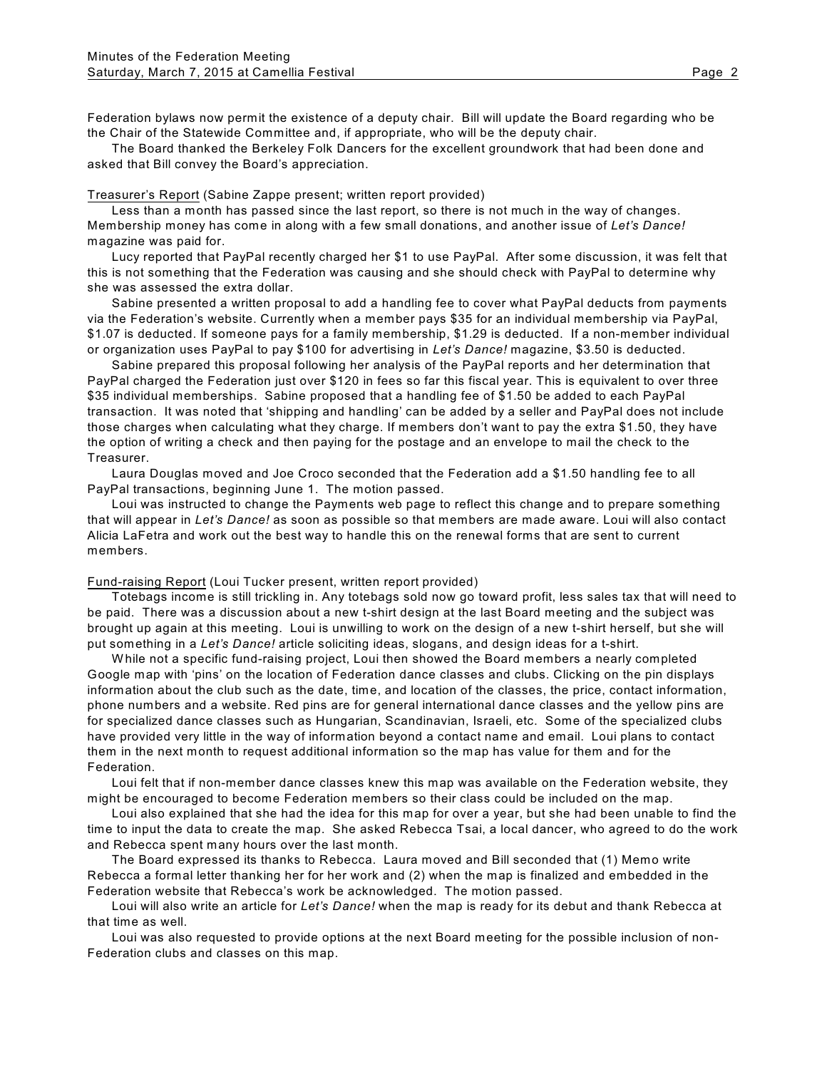Federation bylaws now permit the existence of a deputy chair. Bill will update the Board regarding who be the Chair of the Statewide Committee and, if appropriate, who will be the deputy chair.

The Board thanked the Berkeley Folk Dancers for the excellent groundwork that had been done and asked that Bill convey the Board's appreciation.

Treasurer's Report (Sabine Zappe present; written report provided)

Less than a month has passed since the last report, so there is not much in the way of changes. Membership money has come in along with a few small donations, and another issue of *Let's Dance!* magazine was paid for.

Lucy reported that PayPal recently charged her $1 to use PayPal. After some discussion, it was felt that this is not something that the Federation was causing and she should check with PayPal to determine why she was assessed the extra dollar.

Sabine presented a written proposal to add a handling fee to cover what PayPal deducts from payments via the Federation's website. Currently when a member pays $35 for an individual membership via PayPal, $1.07 is deducted. If someone pays for a family membership, $1.29 is deducted. If a non-member individual or organization uses PayPal to pay $100 for advertising in *Let's Dance!* magazine, $3.50 is deducted.

Sabine prepared this proposal following her analysis of the PayPal reports and her determination that PayPal charged the Federation just over $120 in fees so far this fiscal year. This is equivalent to over three $35 individual memberships. Sabine proposed that a handling fee of $1.50 be added to each PayPal transaction. It was noted that 'shipping and handling' can be added by a seller and PayPal does not include those charges when calculating what they charge. If members don't want to pay the extra $1.50, they have the option of writing a check and then paying for the postage and an envelope to mail the check to the Treasurer.

Laura Douglas moved and Joe Croco seconded that the Federation add a $1.50 handling fee to all PayPal transactions, beginning June 1. The motion passed.

Loui was instructed to change the Payments web page to reflect this change and to prepare something that will appear in *Let's Dance!* as soon as possible so that members are made aware. Loui will also contact Alicia LaFetra and work out the best way to handle this on the renewal forms that are sent to current members.

Fund-raising Report (Loui Tucker present, written report provided)

Totebags income is still trickling in. Any totebags sold now go toward profit, less sales tax that will need to be paid. There was a discussion about a new t-shirt design at the last Board meeting and the subject was brought up again at this meeting. Loui is unwilling to work on the design of a new t-shirt herself, but she will put something in a *Let's Dance!* article soliciting ideas, slogans, and design ideas for a t-shirt.

While not a specific fund-raising project, Loui then showed the Board members a nearly completed Google map with 'pins' on the location of Federation dance classes and clubs. Clicking on the pin displays information about the club such as the date, time, and location of the classes, the price, contact information, phone numbers and a website. Red pins are for general international dance classes and the yellow pins are for specialized dance classes such as Hungarian, Scandinavian, Israeli, etc. Some of the specialized clubs have provided very little in the way of information beyond a contact name and email. Loui plans to contact them in the next month to request additional information so the map has value for them and for the Federation.

Loui felt that if non-member dance classes knew this map was available on the Federation website, they might be encouraged to become Federation members so their class could be included on the map.

Loui also explained that she had the idea for this map for over a year, but she had been unable to find the time to input the data to create the map. She asked Rebecca Tsai, a local dancer, who agreed to do the work and Rebecca spent many hours over the last month.

The Board expressed its thanks to Rebecca. Laura moved and Bill seconded that (1) Memo write Rebecca a formal letter thanking her for her work and (2) when the map is finalized and embedded in the Federation website that Rebecca's work be acknowledged. The motion passed.

Loui will also write an article for *Let's Dance!* when the map is ready for its debut and thank Rebecca at that time as well.

Loui was also requested to provide options at the next Board meeting for the possible inclusion of non-Federation clubs and classes on this map.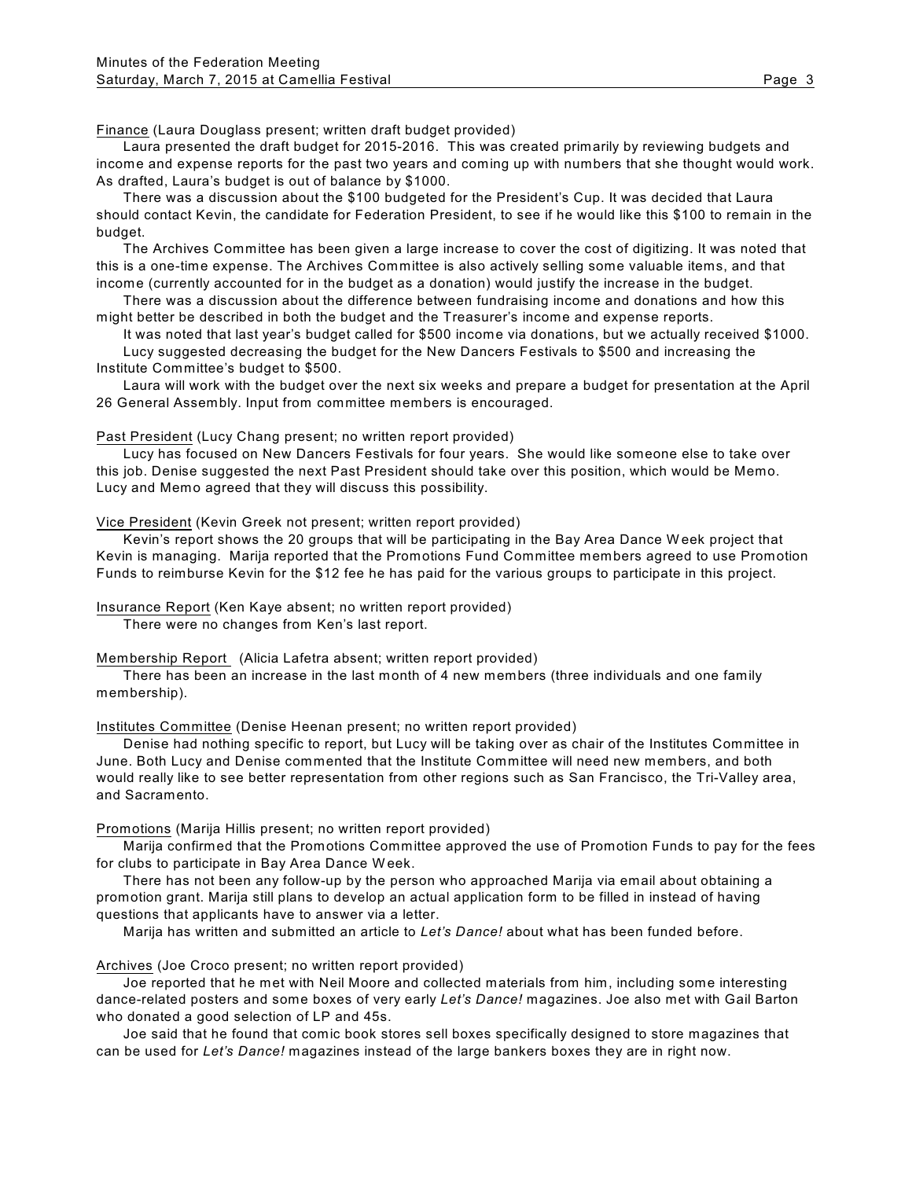Finance (Laura Douglass present; written draft budget provided)

Laura presented the draft budget for 2015-2016. This was created primarily by reviewing budgets and income and expense reports for the past two years and coming up with numbers that she thought would work. As drafted, Laura's budget is out of balance by $1000.

There was a discussion about the $100 budgeted for the President's Cup. It was decided that Laura should contact Kevin, the candidate for Federation President, to see if he would like this $100 to remain in the budget.

The Archives Committee has been given a large increase to cover the cost of digitizing. It was noted that this is a one-time expense. The Archives Committee is also actively selling some valuable items, and that income (currently accounted for in the budget as a donation) would justify the increase in the budget.

There was a discussion about the difference between fundraising income and donations and how this might better be described in both the budget and the Treasurer's income and expense reports.

It was noted that last year's budget called for $500 income via donations, but we actually received $1000.

Lucy suggested decreasing the budget for the New Dancers Festivals to $500 and increasing the Institute Committee's budget to $500.

Laura will work with the budget over the next six weeks and prepare a budget for presentation at the April 26 General Assembly. Input from committee members is encouraged.

Past President (Lucy Chang present; no written report provided)

Lucy has focused on New Dancers Festivals for four years. She would like someone else to take over this job. Denise suggested the next Past President should take over this position, which would be Memo. Lucy and Memo agreed that they will discuss this possibility.

Vice President (Kevin Greek not present; written report provided)

Kevin's report shows the 20 groups that will be participating in the Bay Area Dance Week project that Kevin is managing. Marija reported that the Promotions Fund Committee members agreed to use Promotion Funds to reimburse Kevin for the $12 fee he has paid for the various groups to participate in this project.

Insurance Report (Ken Kaye absent; no written report provided)

There were no changes from Ken's last report.

Membership Report (Alicia Lafetra absent; written report provided)

There has been an increase in the last month of 4 new members (three individuals and one family membership).

Institutes Committee (Denise Heenan present; no written report provided)

Denise had nothing specific to report, but Lucy will be taking over as chair of the Institutes Committee in June. Both Lucy and Denise commented that the Institute Committee will need new members, and both would really like to see better representation from other regions such as San Francisco, the Tri-Valley area, and Sacramento.

Promotions (Marija Hillis present; no written report provided)

Marija confirmed that the Promotions Committee approved the use of Promotion Funds to pay for the fees for clubs to participate in Bay Area Dance Week.

There has not been any follow-up by the person who approached Marija via email about obtaining a promotion grant. Marija still plans to develop an actual application form to be filled in instead of having questions that applicants have to answer via a letter.

Marija has written and submitted an article to *Let's Dance!* about what has been funded before.

Archives (Joe Croco present; no written report provided)

Joe reported that he met with Neil Moore and collected materials from him, including some interesting dance-related posters and some boxes of very early *Let's Dance!* magazines. Joe also met with Gail Barton who donated a good selection of LP and 45s.

Joe said that he found that comic book stores sell boxes specifically designed to store magazines that can be used for *Let's Dance!* magazines instead of the large bankers boxes they are in right now.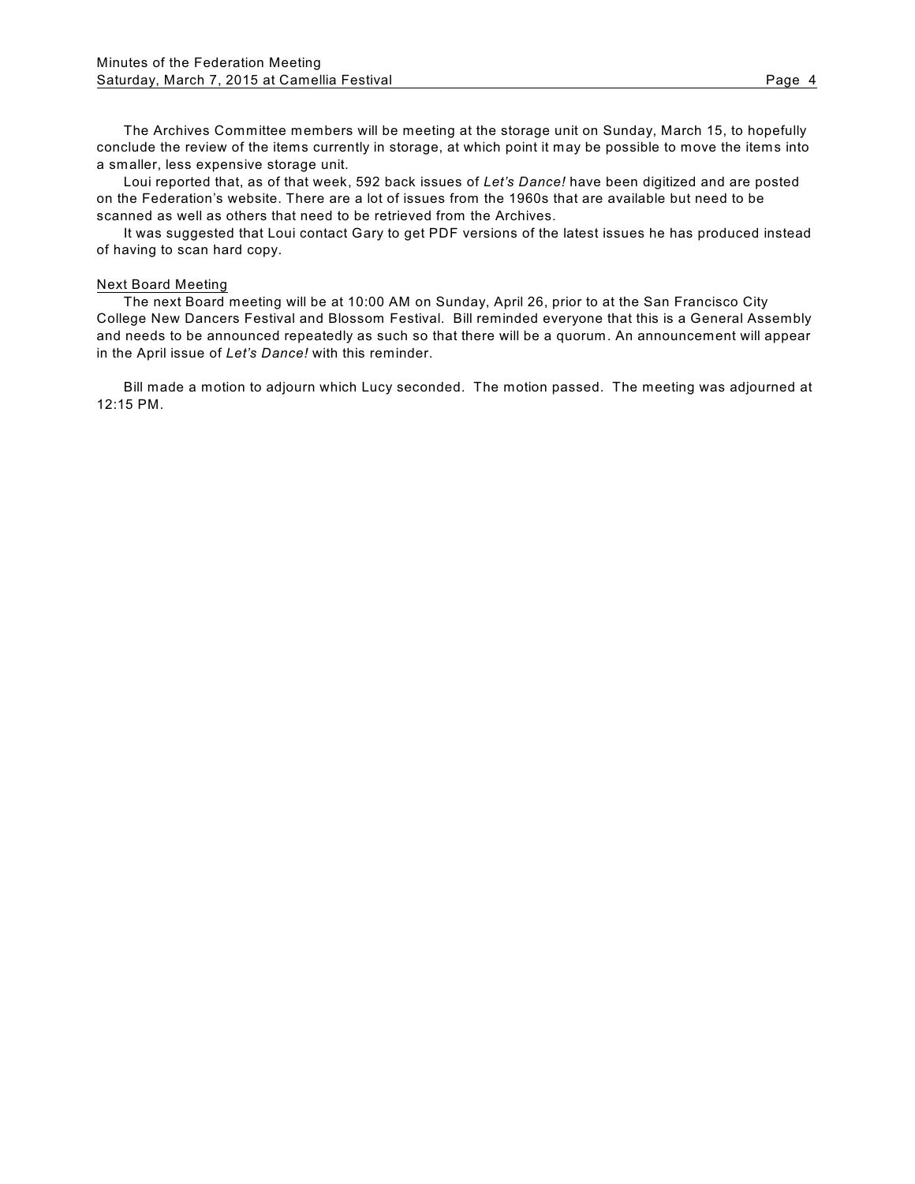The Archives Committee members will be meeting at the storage unit on Sunday, March 15, to hopefully conclude the review of the items currently in storage, at which point it may be possible to move the items into a smaller, less expensive storage unit.

Loui reported that, as of that week, 592 back issues of *Let's Dance!* have been digitized and are posted on the Federation's website. There are a lot of issues from the 1960s that are available but need to be scanned as well as others that need to be retrieved from the Archives.

It was suggested that Loui contact Gary to get PDF versions of the latest issues he has produced instead of having to scan hard copy.

Next Board Meeting

The next Board meeting will be at 10:00 AM on Sunday, April 26, prior to at the San Francisco City College New Dancers Festival and Blossom Festival. Bill reminded everyone that this is a General Assembly and needs to be announced repeatedly as such so that there will be a quorum. An announcement will appear in the April issue of *Let's Dance!* with this reminder.

Bill made a motion to adjourn which Lucy seconded. The motion passed. The meeting was adjourned at 12:15 PM.